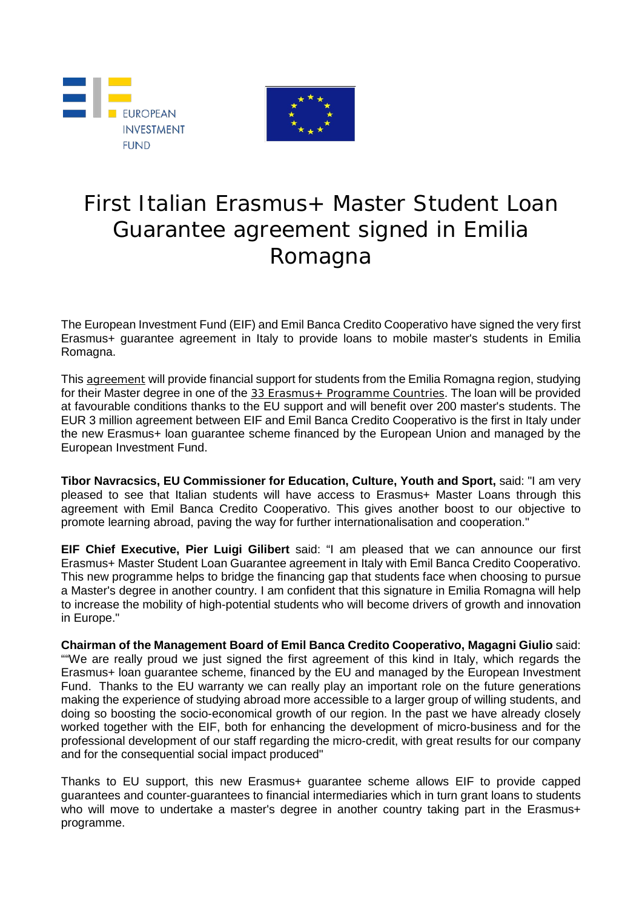# First Italian Erasmus+ Master Student Loan Guarantee agreement signed in Emilia Romagna

The European Investment Fund (EIF) and Emil Banca Credito Cooperativo have signed the very first Erasmus+ guarantee agreement in Italy to provide loans to mobile master's students in Emilia Romagna.

This agreement will provide financial support for students from the Emilia Romagna region, studying for their Master degree in one of the 33 Erasmus+ Programme Countries. The loan will be provided at favourable conditions thanks to the EU support and will benefit over 200 master's students. The EUR 3 million agreement between EIF and Emil Banca Credito Cooperativo is the first in Italy under the new Erasmus+ loan guarantee scheme financed by the European Union and managed by the European Investment Fund.

**Tibor Navracsics, EU Commissioner for Education, Culture, Youth and Sport,** said: "I am very pleased to see that Italian students will have access to Erasmus+ Master Loans through this agreement with Emil Banca Credito Cooperativo. This gives another boost to our objective to promote learning abroad, paving the way for further internationalisation and cooperation."

**EIF Chief Executive, Pier Luigi Gilibert** said: "I am pleased that we can announce our first Erasmus+ Master Student Loan Guarantee agreement in Italy with Emil Banca Credito Cooperativo. This new programme helps to bridge the financing gap that students face when choosing to pursue a Master's degree in another country. I am confident that this signature in Emilia Romagna will help to increase the mobility of high-potential students who will become drivers of growth and innovation in Europe."

**Chairman of the Management Board of Emil Banca Credito Cooperativo, Magagni Giulio** said: ""We are really proud we just signed the first agreement of this kind in Italy, which regards the Erasmus+ loan guarantee scheme, financed by the EU and managed by the European Investment Fund. Thanks to the EU warranty we can really play an important role on the future generations making the experience of studying abroad more accessible to a larger group of willing students, and doing so boosting the socio-economical growth of our region. In the past we have already closely worked together with the EIF, both for enhancing the development of micro-business and for the professional development of our staff regarding the micro-credit, with great results for our company and for the consequential social impact produced"

Thanks to EU support, this new Erasmus+ guarantee scheme allows EIF to provide capped guarantees and counter-guarantees to financial intermediaries which in turn grant loans to students who will move to undertake a master's degree in another country taking part in the Erasmus+ programme.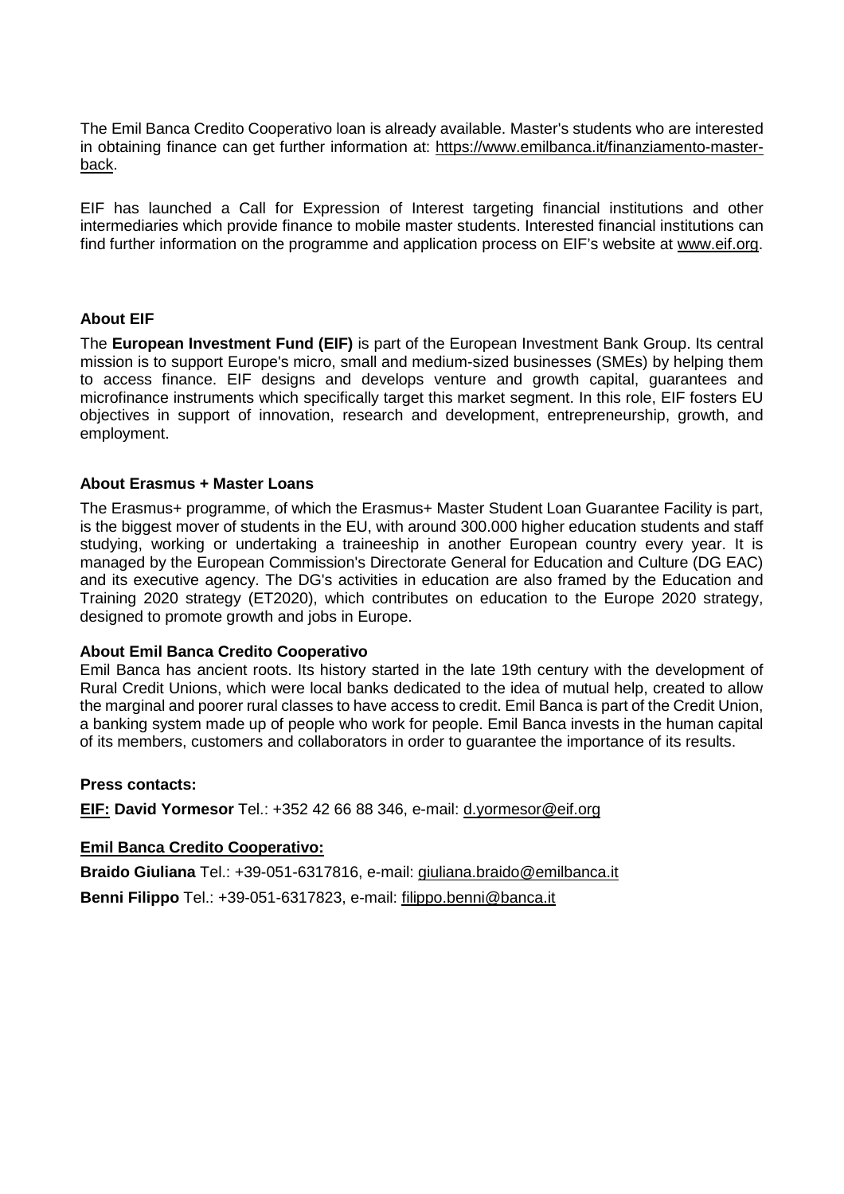The Emil Banca Credito Cooperativo loan is already available. Master's students who are interested in obtaining finance can get further information at: https://www.emilbanca.it/finanziamento-master-back.

EIF has launched a Call for Expression of Interest targeting financial institutions and other intermediaries which provide finance to mobile master students. Interested financial institutions can find further information on the programme and application process on EIF's website at www.eif.org.

**About EIF**

The **European Investment Fund (EIF)** is part of the European Investment Bank Group. Its central mission is to support Europe's micro, small and medium-sized businesses (SMEs) by helping them to access finance. EIF designs and develops venture and growth capital, guarantees and microfinance instruments which specifically target this market segment. In this role, EIF fosters EU objectives in support of innovation, research and development, entrepreneurship, growth, and employment.

**About Erasmus + Master Loans**

The Erasmus+ programme, of which the Erasmus+ Master Student Loan Guarantee Facility is part, is the biggest mover of students in the EU, with around 300.000 higher education students and staff studying, working or undertaking a traineeship in another European country every year. It is managed by the European Commission's Directorate General for Education and Culture (DG EAC) and its executive agency. The DG's activities in education are also framed by the Education and Training 2020 strategy (ET2020), which contributes on education to the Europe 2020 strategy, designed to promote growth and jobs in Europe.

**About Emil Banca Credito Cooperativo**

Emil Banca has ancient roots. Its history started in the late 19th century with the development of Rural Credit Unions, which were local banks dedicated to the idea of mutual help, created to allow the marginal and poorer rural classes to have access to credit. Emil Banca is part of the Credit Union, a banking system made up of people who work for people. Emil Banca invests in the human capital of its members, customers and collaborators in order to guarantee the importance of its results.

**Press contacts:**

**EIF: David Yormesor** Tel.: +352 42 66 88 346, e-mail: d.yormesor@eif.org

**Emil Banca Credito Cooperativo:**

**Braido Giuliana** Tel.: +39-051-6317816, e-mail: giuliana.braido@emilbanca.it

**Benni Filippo** Tel.: +39-051-6317823, e-mail: filippo.benni@banca.it